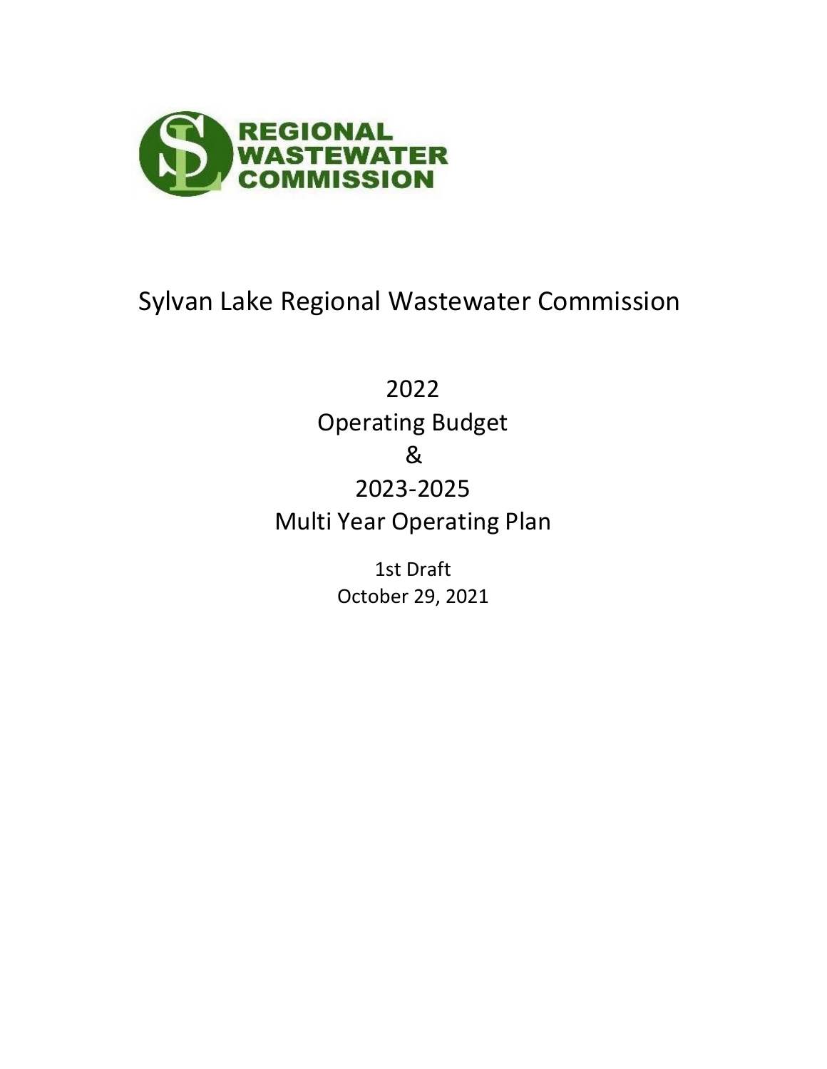REGIONAL WASTEWATER COMMISSION

# Sylvan Lake Regional Wastewater Commission

## 2022
## Operating Budget
## &
## 2023-2025
## Multi Year Operating Plan

1st Draft
October 29, 2021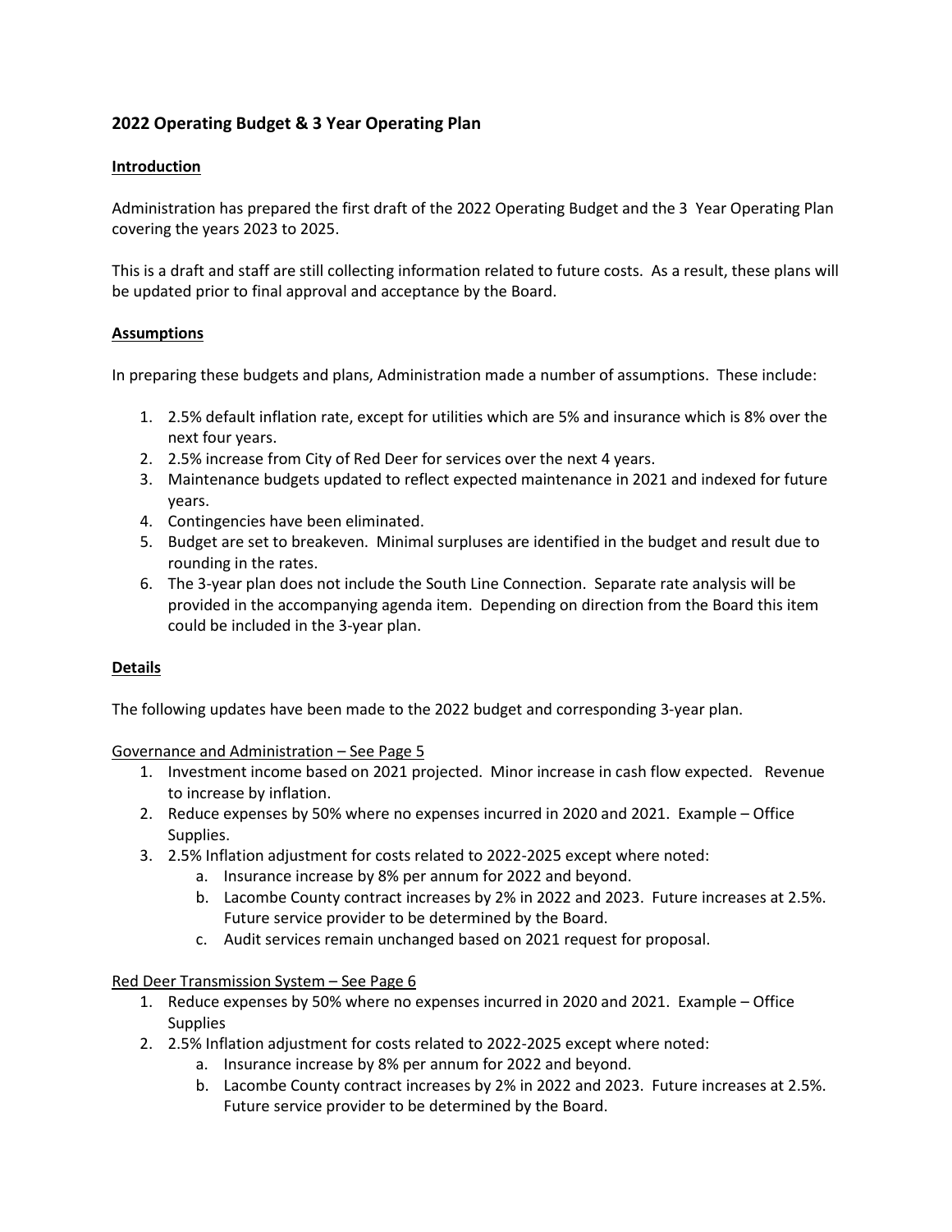## 2022 Operating Budget & 3 Year Operating Plan

**Introduction**

Administration has prepared the first draft of the 2022 Operating Budget and the 3 Year Operating Plan covering the years 2023 to 2025.

This is a draft and staff are still collecting information related to future costs. As a result, these plans will be updated prior to final approval and acceptance by the Board.

**Assumptions**

In preparing these budgets and plans, Administration made a number of assumptions. These include:

1. 2.5% default inflation rate, except for utilities which are 5% and insurance which is 8% over the next four years.
2. 2.5% increase from City of Red Deer for services over the next 4 years.
3. Maintenance budgets updated to reflect expected maintenance in 2021 and indexed for future years.
4. Contingencies have been eliminated.
5. Budget are set to breakeven. Minimal surpluses are identified in the budget and result due to rounding in the rates.
6. The 3-year plan does not include the South Line Connection. Separate rate analysis will be provided in the accompanying agenda item. Depending on direction from the Board this item could be included in the 3-year plan.

**Details**

The following updates have been made to the 2022 budget and corresponding 3-year plan.

Governance and Administration – See Page 5

1. Investment income based on 2021 projected. Minor increase in cash flow expected. Revenue to increase by inflation.
2. Reduce expenses by 50% where no expenses incurred in 2020 and 2021. Example – Office Supplies.
3. 2.5% Inflation adjustment for costs related to 2022-2025 except where noted:
   a. Insurance increase by 8% per annum for 2022 and beyond.
   b. Lacombe County contract increases by 2% in 2022 and 2023. Future increases at 2.5%. Future service provider to be determined by the Board.
   c. Audit services remain unchanged based on 2021 request for proposal.

Red Deer Transmission System – See Page 6

1. Reduce expenses by 50% where no expenses incurred in 2020 and 2021. Example – Office Supplies
2. 2.5% Inflation adjustment for costs related to 2022-2025 except where noted:
   a. Insurance increase by 8% per annum for 2022 and beyond.
   b. Lacombe County contract increases by 2% in 2022 and 2023. Future increases at 2.5%. Future service provider to be determined by the Board.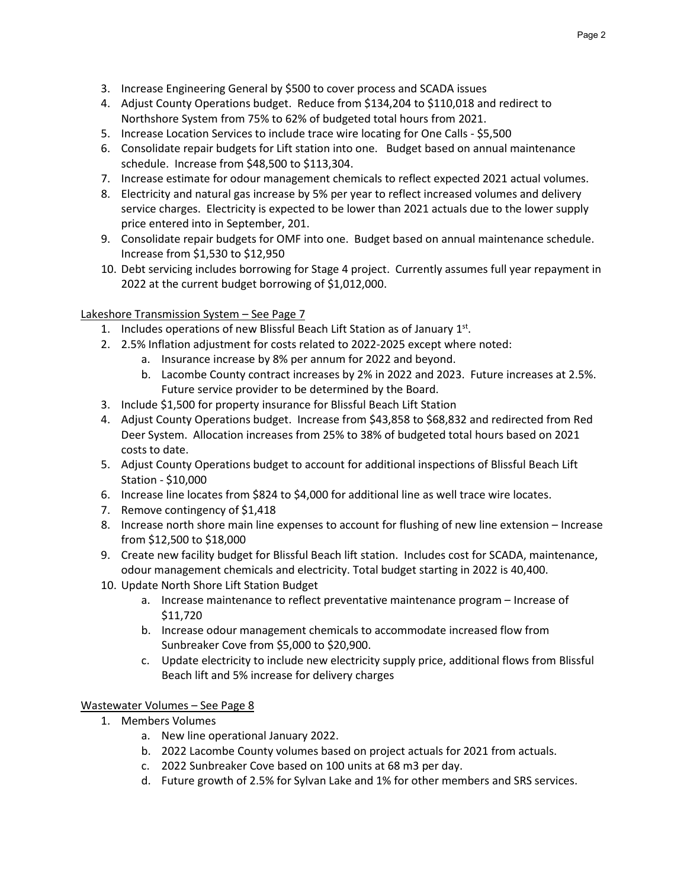3. Increase Engineering General by $500 to cover process and SCADA issues
4. Adjust County Operations budget. Reduce from $134,204 to $110,018 and redirect to Northshore System from 75% to 62% of budgeted total hours from 2021.
5. Increase Location Services to include trace wire locating for One Calls - $5,500
6. Consolidate repair budgets for Lift station into one. Budget based on annual maintenance schedule. Increase from $48,500 to $113,304.
7. Increase estimate for odour management chemicals to reflect expected 2021 actual volumes.
8. Electricity and natural gas increase by 5% per year to reflect increased volumes and delivery service charges. Electricity is expected to be lower than 2021 actuals due to the lower supply price entered into in September, 201.
9. Consolidate repair budgets for OMF into one. Budget based on annual maintenance schedule. Increase from $1,530 to $12,950
10. Debt servicing includes borrowing for Stage 4 project. Currently assumes full year repayment in 2022 at the current budget borrowing of $1,012,000.

<u>Lakeshore Transmission System – See Page 7</u>

1. Includes operations of new Blissful Beach Lift Station as of January 1st.
2. 2.5% Inflation adjustment for costs related to 2022-2025 except where noted:
   a. Insurance increase by 8% per annum for 2022 and beyond.
   b. Lacombe County contract increases by 2% in 2022 and 2023. Future increases at 2.5%. Future service provider to be determined by the Board.
3. Include $1,500 for property insurance for Blissful Beach Lift Station
4. Adjust County Operations budget. Increase from $43,858 to $68,832 and redirected from Red Deer System. Allocation increases from 25% to 38% of budgeted total hours based on 2021 costs to date.
5. Adjust County Operations budget to account for additional inspections of Blissful Beach Lift Station - $10,000
6. Increase line locates from $824 to $4,000 for additional line as well trace wire locates.
7. Remove contingency of $1,418
8. Increase north shore main line expenses to account for flushing of new line extension – Increase from $12,500 to $18,000
9. Create new facility budget for Blissful Beach lift station. Includes cost for SCADA, maintenance, odour management chemicals and electricity. Total budget starting in 2022 is 40,400.
10. Update North Shore Lift Station Budget
    a. Increase maintenance to reflect preventative maintenance program – Increase of $11,720
    b. Increase odour management chemicals to accommodate increased flow from Sunbreaker Cove from $5,000 to $20,900.
    c. Update electricity to include new electricity supply price, additional flows from Blissful Beach lift and 5% increase for delivery charges

<u>Wastewater Volumes – See Page 8</u>

1. Members Volumes
   a. New line operational January 2022.
   b. 2022 Lacombe County volumes based on project actuals for 2021 from actuals.
   c. 2022 Sunbreaker Cove based on 100 units at 68 m3 per day.
   d. Future growth of 2.5% for Sylvan Lake and 1% for other members and SRS services.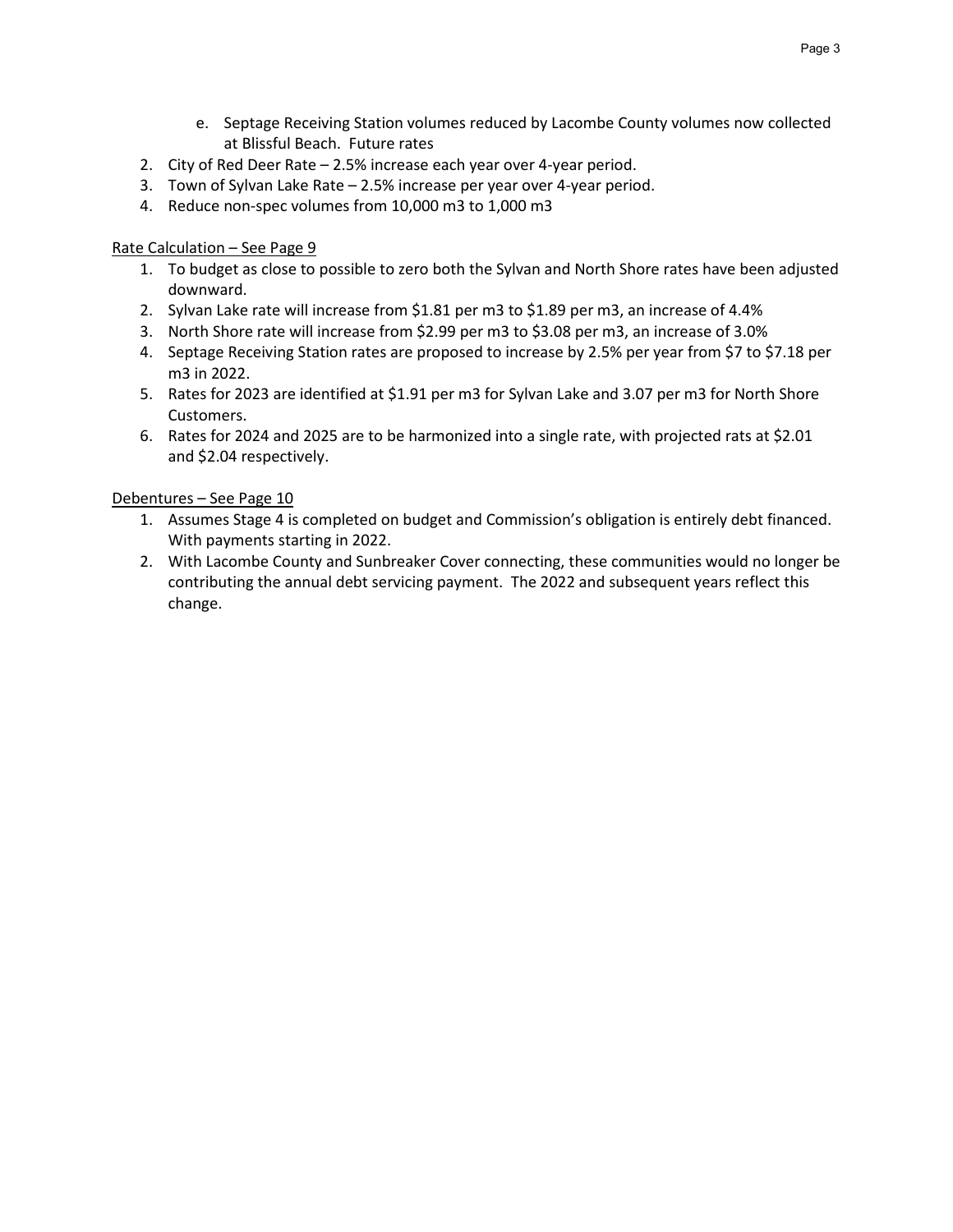e. Septage Receiving Station volumes reduced by Lacombe County volumes now collected at Blissful Beach. Future rates

2. City of Red Deer Rate – 2.5% increase each year over 4-year period.
3. Town of Sylvan Lake Rate – 2.5% increase per year over 4-year period.
4. Reduce non-spec volumes from 10,000 m3 to 1,000 m3

<u>Rate Calculation – See Page 9</u>

1. To budget as close to possible to zero both the Sylvan and North Shore rates have been adjusted downward.
2. Sylvan Lake rate will increase from $1.81 per m3 to $1.89 per m3, an increase of 4.4%
3. North Shore rate will increase from $2.99 per m3 to $3.08 per m3, an increase of 3.0%
4. Septage Receiving Station rates are proposed to increase by 2.5% per year from $7 to $7.18 per m3 in 2022.
5. Rates for 2023 are identified at $1.91 per m3 for Sylvan Lake and 3.07 per m3 for North Shore Customers.
6. Rates for 2024 and 2025 are to be harmonized into a single rate, with projected rats at $2.01 and $2.04 respectively.

<u>Debentures – See Page 10</u>

1. Assumes Stage 4 is completed on budget and Commission's obligation is entirely debt financed. With payments starting in 2022.
2. With Lacombe County and Sunbreaker Cover connecting, these communities would no longer be contributing the annual debt servicing payment. The 2022 and subsequent years reflect this change.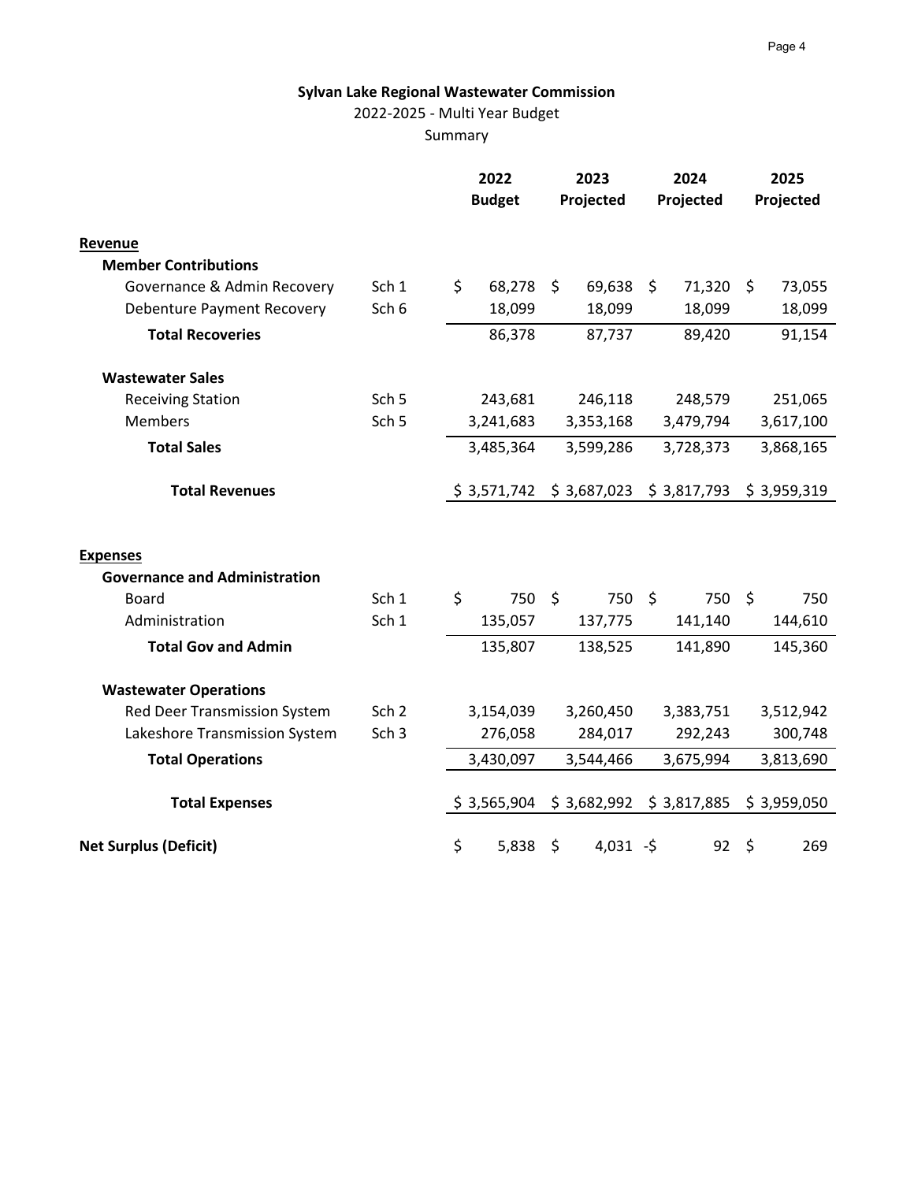**Sylvan Lake Regional Wastewater Commission**

2022-2025 - Multi Year Budget

Summary

| | | 2022 Budget | 2023 Projected | 2024 Projected | 2025 Projected |
|---|---|---|---|---|---|
| **Revenue** | | | | | |
| **Member Contributions** | | | | | |
| Governance & Admin Recovery | Sch 1 | $ 68,278 | $ 69,638 | $ 71,320 | $ 73,055 |
| Debenture Payment Recovery | Sch 6 | 18,099 | 18,099 | 18,099 | 18,099 |
| **Total Recoveries** | | 86,378 | 87,737 | 89,420 | 91,154 |
| **Wastewater Sales** | | | | | |
| Receiving Station | Sch 5 | 243,681 | 246,118 | 248,579 | 251,065 |
| Members | Sch 5 | 3,241,683 | 3,353,168 | 3,479,794 | 3,617,100 |
| **Total Sales** | | 3,485,364 | 3,599,286 | 3,728,373 | 3,868,165 |
| **Total Revenues** | | $ 3,571,742 | $ 3,687,023 | $ 3,817,793 | $ 3,959,319 |
| **Expenses** | | | | | |
| **Governance and Administration** | | | | | |
| Board | Sch 1 | $ 750 | $ 750 | $ 750 | $ 750 |
| Administration | Sch 1 | 135,057 | 137,775 | 141,140 | 144,610 |
| **Total Gov and Admin** | | 135,807 | 138,525 | 141,890 | 145,360 |
| **Wastewater Operations** | | | | | |
| Red Deer Transmission System | Sch 2 | 3,154,039 | 3,260,450 | 3,383,751 | 3,512,942 |
| Lakeshore Transmission System | Sch 3 | 276,058 | 284,017 | 292,243 | 300,748 |
| **Total Operations** | | 3,430,097 | 3,544,466 | 3,675,994 | 3,813,690 |
| **Total Expenses** | | $ 3,565,904 | $ 3,682,992 | $ 3,817,885 | $ 3,959,050 |
| **Net Surplus (Deficit)** | | $ 5,838 | $ 4,031 | -$ 92 | $ 269 |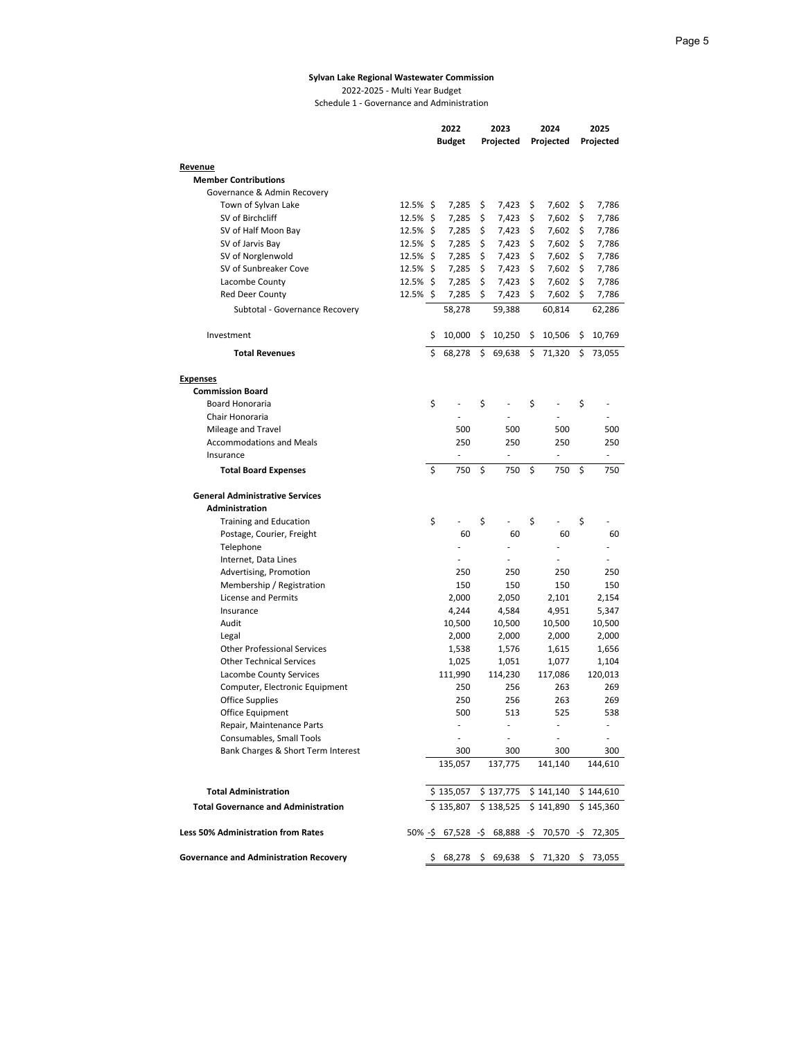**Sylvan Lake Regional Wastewater Commission**

2022-2025 - Multi Year Budget

Schedule 1 - Governance and Administration

| | | 2022 Budget | 2023 Projected | 2024 Projected | 2025 Projected |
|---|---|---|---|---|---|
| **Revenue** | | | | | |
| **Member Contributions** | | | | | |
| Governance & Admin Recovery | | | | | |
| Town of Sylvan Lake | 12.5% | $ 7,285 | $ 7,423 | $ 7,602 | $ 7,786 |
| SV of Birchcliff | 12.5% | $ 7,285 | $ 7,423 | $ 7,602 | $ 7,786 |
| SV of Half Moon Bay | 12.5% | $ 7,285 | $ 7,423 | $ 7,602 | $ 7,786 |
| SV of Jarvis Bay | 12.5% | $ 7,285 | $ 7,423 | $ 7,602 | $ 7,786 |
| SV of Norglenwold | 12.5% | $ 7,285 | $ 7,423 | $ 7,602 | $ 7,786 |
| SV of Sunbreaker Cove | 12.5% | $ 7,285 | $ 7,423 | $ 7,602 | $ 7,786 |
| Lacombe County | 12.5% | $ 7,285 | $ 7,423 | $ 7,602 | $ 7,786 |
| Red Deer County | 12.5% | $ 7,285 | $ 7,423 | $ 7,602 | $ 7,786 |
| Subtotal - Governance Recovery | | 58,278 | 59,388 | 60,814 | 62,286 |
| Investment | | $ 10,000 | $ 10,250 | $ 10,506 | $ 10,769 |
| **Total Revenues** | | $ 68,278 | $ 69,638 | $ 71,320 | $ 73,055 |
| **Expenses** | | | | | |
| **Commission Board** | | | | | |
| Board Honoraria | | $ - | $ - | $ - | $ - |
| Chair Honoraria | | - | - | - | - |
| Mileage and Travel | | 500 | 500 | 500 | 500 |
| Accommodations and Meals | | 250 | 250 | 250 | 250 |
| Insurance | | - | - | - | - |
| **Total Board Expenses** | | $ 750 | $ 750 | $ 750 | $ 750 |
| **General Administrative Services** | | | | | |
| **Administration** | | | | | |
| Training and Education | | $ - | $ - | $ - | $ - |
| Postage, Courier, Freight | | 60 | 60 | 60 | 60 |
| Telephone | | - | - | - | - |
| Internet, Data Lines | | - | - | - | - |
| Advertising, Promotion | | 250 | 250 | 250 | 250 |
| Membership / Registration | | 150 | 150 | 150 | 150 |
| License and Permits | | 2,000 | 2,050 | 2,101 | 2,154 |
| Insurance | | 4,244 | 4,584 | 4,951 | 5,347 |
| Audit | | 10,500 | 10,500 | 10,500 | 10,500 |
| Legal | | 2,000 | 2,000 | 2,000 | 2,000 |
| Other Professional Services | | 1,538 | 1,576 | 1,615 | 1,656 |
| Other Technical Services | | 1,025 | 1,051 | 1,077 | 1,104 |
| Lacombe County Services | | 111,990 | 114,230 | 117,086 | 120,013 |
| Computer, Electronic Equipment | | 250 | 256 | 263 | 269 |
| Office Supplies | | 250 | 256 | 263 | 269 |
| Office Equipment | | 500 | 513 | 525 | 538 |
| Repair, Maintenance Parts | | - | - | - | - |
| Consumables, Small Tools | | - | - | - | - |
| Bank Charges & Short Term Interest | | 300 | 300 | 300 | 300 |
| | | 135,057 | 137,775 | 141,140 | 144,610 |
| **Total Administration** | | $ 135,057 | $ 137,775 | $ 141,140 | $ 144,610 |
| **Total Governance and Administration** | | $ 135,807 | $ 138,525 | $ 141,890 | $ 145,360 |
| **Less 50% Administration from Rates** | 50% | -$ 67,528 | -$ 68,888 | -$ 70,570 | -$ 72,305 |
| **Governance and Administration Recovery** | | $ 68,278 | $ 69,638 | $ 71,320 | $ 73,055 |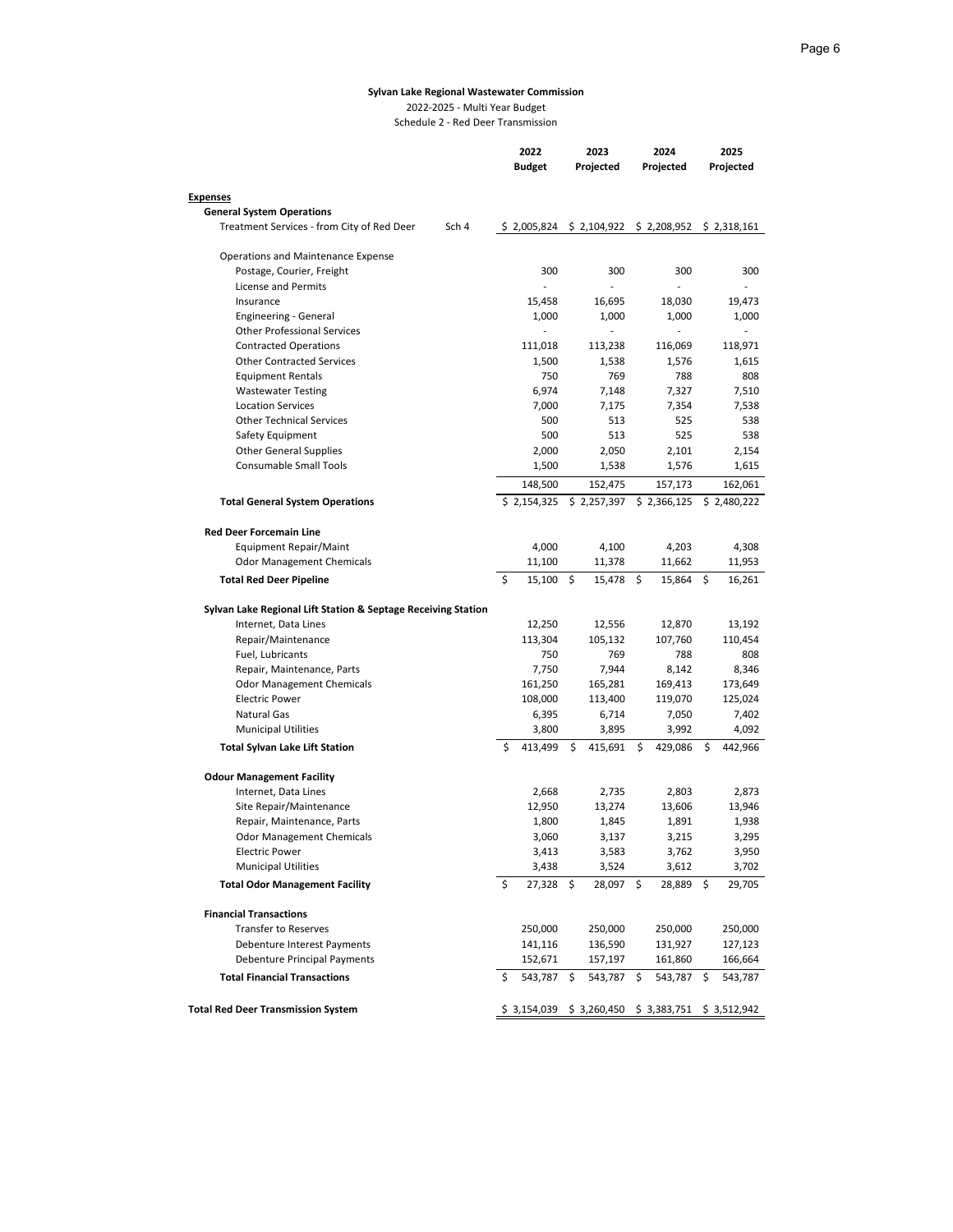**Sylvan Lake Regional Wastewater Commission**

2022-2025 - Multi Year Budget

Schedule 2 - Red Deer Transmission

| | | 2022 Budget | 2023 Projected | 2024 Projected | 2025 Projected |
|---|---|---|---|---|---|
| **Expenses** | | | | | |
| **General System Operations** | | | | | |
| Treatment Services - from City of Red Deer | Sch 4 | $ 2,005,824 | $ 2,104,922 | $ 2,208,952 | $ 2,318,161 |
| Operations and Maintenance Expense | | | | | |
| Postage, Courier, Freight | | 300 | 300 | 300 | 300 |
| License and Permits | | - | - | - | - |
| Insurance | | 15,458 | 16,695 | 18,030 | 19,473 |
| Engineering - General | | 1,000 | 1,000 | 1,000 | 1,000 |
| Other Professional Services | | - | - | - | - |
| Contracted Operations | | 111,018 | 113,238 | 116,069 | 118,971 |
| Other Contracted Services | | 1,500 | 1,538 | 1,576 | 1,615 |
| Equipment Rentals | | 750 | 769 | 788 | 808 |
| Wastewater Testing | | 6,974 | 7,148 | 7,327 | 7,510 |
| Location Services | | 7,000 | 7,175 | 7,354 | 7,538 |
| Other Technical Services | | 500 | 513 | 525 | 538 |
| Safety Equipment | | 500 | 513 | 525 | 538 |
| Other General Supplies | | 2,000 | 2,050 | 2,101 | 2,154 |
| Consumable Small Tools | | 1,500 | 1,538 | 1,576 | 1,615 |
| | | 148,500 | 152,475 | 157,173 | 162,061 |
| **Total General System Operations** | | $ 2,154,325 | $ 2,257,397 | $ 2,366,125 | $ 2,480,222 |
| **Red Deer Forcemain Line** | | | | | |
| Equipment Repair/Maint | | 4,000 | 4,100 | 4,203 | 4,308 |
| Odor Management Chemicals | | 11,100 | 11,378 | 11,662 | 11,953 |
| **Total Red Deer Pipeline** | | $ 15,100 | $ 15,478 | $ 15,864 | $ 16,261 |
| **Sylvan Lake Regional Lift Station & Septage Receiving Station** | | | | | |
| Internet, Data Lines | | 12,250 | 12,556 | 12,870 | 13,192 |
| Repair/Maintenance | | 113,304 | 105,132 | 107,760 | 110,454 |
| Fuel, Lubricants | | 750 | 769 | 788 | 808 |
| Repair, Maintenance, Parts | | 7,750 | 7,944 | 8,142 | 8,346 |
| Odor Management Chemicals | | 161,250 | 165,281 | 169,413 | 173,649 |
| Electric Power | | 108,000 | 113,400 | 119,070 | 125,024 |
| Natural Gas | | 6,395 | 6,714 | 7,050 | 7,402 |
| Municipal Utilities | | 3,800 | 3,895 | 3,992 | 4,092 |
| **Total Sylvan Lake Lift Station** | | $ 413,499 | $ 415,691 | $ 429,086 | $ 442,966 |
| **Odour Management Facility** | | | | | |
| Internet, Data Lines | | 2,668 | 2,735 | 2,803 | 2,873 |
| Site Repair/Maintenance | | 12,950 | 13,274 | 13,606 | 13,946 |
| Repair, Maintenance, Parts | | 1,800 | 1,845 | 1,891 | 1,938 |
| Odor Management Chemicals | | 3,060 | 3,137 | 3,215 | 3,295 |
| Electric Power | | 3,413 | 3,583 | 3,762 | 3,950 |
| Municipal Utilities | | 3,438 | 3,524 | 3,612 | 3,702 |
| **Total Odor Management Facility** | | $ 27,328 | $ 28,097 | $ 28,889 | $ 29,705 |
| **Financial Transactions** | | | | | |
| Transfer to Reserves | | 250,000 | 250,000 | 250,000 | 250,000 |
| Debenture Interest Payments | | 141,116 | 136,590 | 131,927 | 127,123 |
| Debenture Principal Payments | | 152,671 | 157,197 | 161,860 | 166,664 |
| **Total Financial Transactions** | | $ 543,787 | $ 543,787 | $ 543,787 | $ 543,787 |
| **Total Red Deer Transmission System** | | $ 3,154,039 | $ 3,260,450 | $ 3,383,751 | $ 3,512,942 |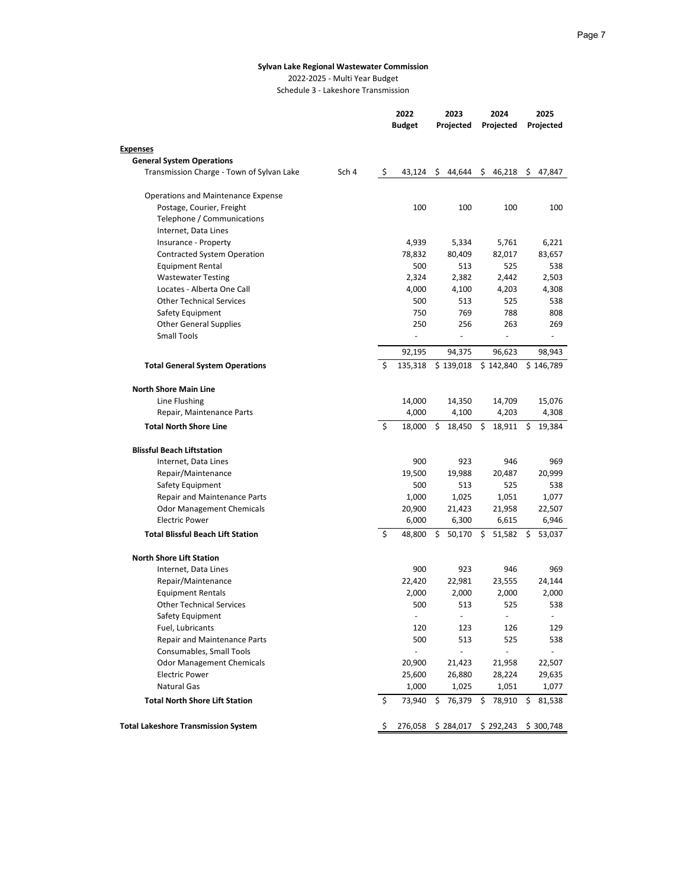**Sylvan Lake Regional Wastewater Commission**

2022-2025 - Multi Year Budget

Schedule 3 - Lakeshore Transmission

| | | 2022 Budget | 2023 Projected | 2024 Projected | 2025 Projected |
|---|---|---|---|---|---|
| **Expenses** | | | | | |
| **General System Operations** | | | | | |
| Transmission Charge - Town of Sylvan Lake | Sch 4 | $ 43,124 | $ 44,644 | $ 46,218 | $ 47,847 |
| Operations and Maintenance Expense | | | | | |
| Postage, Courier, Freight | | 100 | 100 | 100 | 100 |
| Telephone / Communications | | | | | |
| Internet, Data Lines | | | | | |
| Insurance - Property | | 4,939 | 5,334 | 5,761 | 6,221 |
| Contracted System Operation | | 78,832 | 80,409 | 82,017 | 83,657 |
| Equipment Rental | | 500 | 513 | 525 | 538 |
| Wastewater Testing | | 2,324 | 2,382 | 2,442 | 2,503 |
| Locates - Alberta One Call | | 4,000 | 4,100 | 4,203 | 4,308 |
| Other Technical Services | | 500 | 513 | 525 | 538 |
| Safety Equipment | | 750 | 769 | 788 | 808 |
| Other General Supplies | | 250 | 256 | 263 | 269 |
| Small Tools | | - | - | - | - |
| | | 92,195 | 94,375 | 96,623 | 98,943 |
| **Total General System Operations** | | $ 135,318 | $ 139,018 | $ 142,840 | $ 146,789 |
| **North Shore Main Line** | | | | | |
| Line Flushing | | 14,000 | 14,350 | 14,709 | 15,076 |
| Repair, Maintenance Parts | | 4,000 | 4,100 | 4,203 | 4,308 |
| **Total North Shore Line** | | $ 18,000 | $ 18,450 | $ 18,911 | $ 19,384 |
| **Blissful Beach Liftstation** | | | | | |
| Internet, Data Lines | | 900 | 923 | 946 | 969 |
| Repair/Maintenance | | 19,500 | 19,988 | 20,487 | 20,999 |
| Safety Equipment | | 500 | 513 | 525 | 538 |
| Repair and Maintenance Parts | | 1,000 | 1,025 | 1,051 | 1,077 |
| Odor Management Chemicals | | 20,900 | 21,423 | 21,958 | 22,507 |
| Electric Power | | 6,000 | 6,300 | 6,615 | 6,946 |
| **Total Blissful Beach Lift Station** | | $ 48,800 | $ 50,170 | $ 51,582 | $ 53,037 |
| **North Shore Lift Station** | | | | | |
| Internet, Data Lines | | 900 | 923 | 946 | 969 |
| Repair/Maintenance | | 22,420 | 22,981 | 23,555 | 24,144 |
| Equipment Rentals | | 2,000 | 2,000 | 2,000 | 2,000 |
| Other Technical Services | | 500 | 513 | 525 | 538 |
| Safety Equipment | | - | - | - | - |
| Fuel, Lubricants | | 120 | 123 | 126 | 129 |
| Repair and Maintenance Parts | | 500 | 513 | 525 | 538 |
| Consumables, Small Tools | | - | - | - | - |
| Odor Management Chemicals | | 20,900 | 21,423 | 21,958 | 22,507 |
| Electric Power | | 25,600 | 26,880 | 28,224 | 29,635 |
| Natural Gas | | 1,000 | 1,025 | 1,051 | 1,077 |
| **Total North Shore Lift Station** | | $ 73,940 | $ 76,379 | $ 78,910 | $ 81,538 |
| **Total Lakeshore Transmission System** | | $ 276,058 | $ 284,017 | $ 292,243 | $ 300,748 |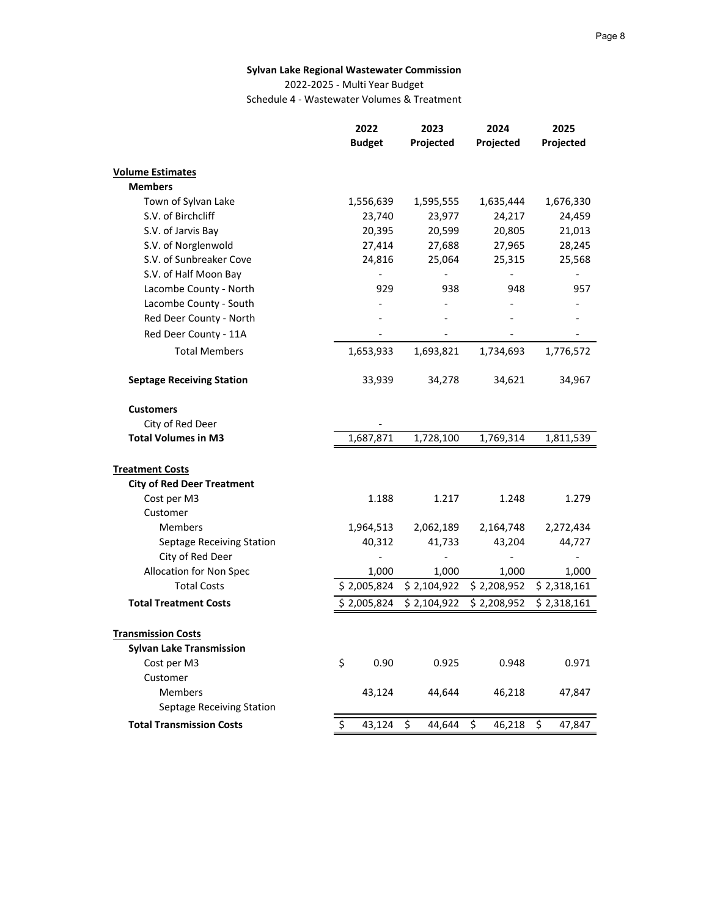**Sylvan Lake Regional Wastewater Commission**

2022-2025 - Multi Year Budget

Schedule 4 - Wastewater Volumes & Treatment

| | 2022 Budget | 2023 Projected | 2024 Projected | 2025 Projected |
|---|---|---|---|---|
| **Volume Estimates** | | | | |
| **Members** | | | | |
| Town of Sylvan Lake | 1,556,639 | 1,595,555 | 1,635,444 | 1,676,330 |
| S.V. of Birchcliff | 23,740 | 23,977 | 24,217 | 24,459 |
| S.V. of Jarvis Bay | 20,395 | 20,599 | 20,805 | 21,013 |
| S.V. of Norglenwold | 27,414 | 27,688 | 27,965 | 28,245 |
| S.V. of Sunbreaker Cove | 24,816 | 25,064 | 25,315 | 25,568 |
| S.V. of Half Moon Bay | - | - | - | - |
| Lacombe County - North | 929 | 938 | 948 | 957 |
| Lacombe County - South | - | - | - | - |
| Red Deer County - North | - | - | - | - |
| Red Deer County - 11A | - | - | - | - |
| Total Members | 1,653,933 | 1,693,821 | 1,734,693 | 1,776,572 |
| **Septage Receiving Station** | 33,939 | 34,278 | 34,621 | 34,967 |
| **Customers** | | | | |
| City of Red Deer | - | | | |
| **Total Volumes in M3** | 1,687,871 | 1,728,100 | 1,769,314 | 1,811,539 |
| **Treatment Costs** | | | | |
| **City of Red Deer Treatment** | | | | |
| Cost per M3 | 1.188 | 1.217 | 1.248 | 1.279 |
| Customer | | | | |
| Members | 1,964,513 | 2,062,189 | 2,164,748 | 2,272,434 |
| Septage Receiving Station | 40,312 | 41,733 | 43,204 | 44,727 |
| City of Red Deer | - | - | - | - |
| Allocation for Non Spec | 1,000 | 1,000 | 1,000 | 1,000 |
| Total Costs | $ 2,005,824 | $ 2,104,922 | $ 2,208,952 | $ 2,318,161 |
| **Total Treatment Costs** | $ 2,005,824 | $ 2,104,922 | $ 2,208,952 | $ 2,318,161 |
| **Transmission Costs** | | | | |
| **Sylvan Lake Transmission** | | | | |
| Cost per M3 | $ 0.90 | 0.925 | 0.948 | 0.971 |
| Customer | | | | |
| Members | 43,124 | 44,644 | 46,218 | 47,847 |
| Septage Receiving Station | | | | |
| **Total Transmission Costs** | $ 43,124 | $ 44,644 | $ 46,218 | $ 47,847 |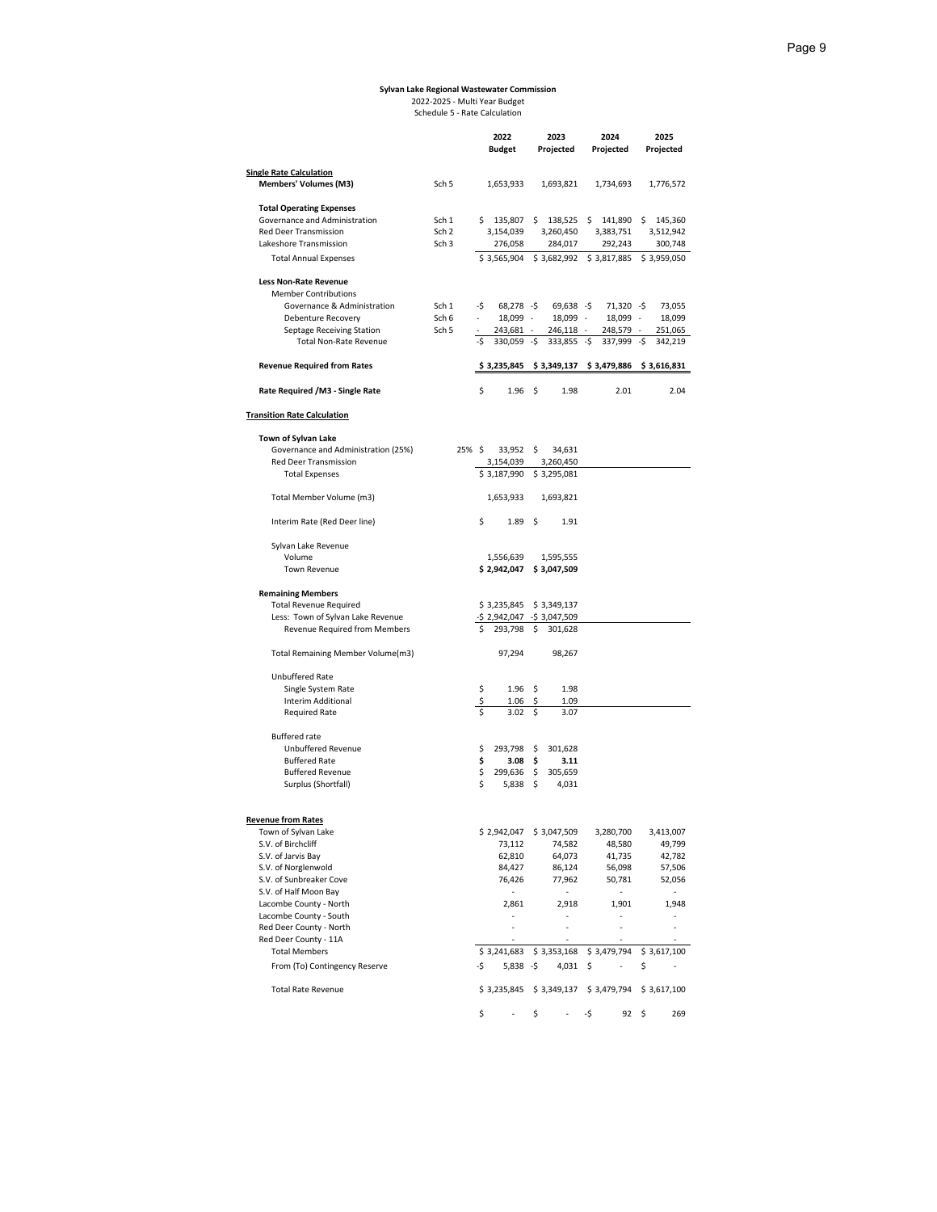**Sylvan Lake Regional Wastewater Commission**
2022-2025 - Multi Year Budget
Schedule 5 - Rate Calculation

| | | 2022 Budget | 2023 Projected | 2024 Projected | 2025 Projected |
|---|---|---|---|---|---|
| **Single Rate Calculation** | | | | | |
| **Members' Volumes (M3)** | Sch 5 | 1,653,933 | 1,693,821 | 1,734,693 | 1,776,572 |
| | | | | | |
| **Total Operating Expenses** | | | | | |
| Governance and Administration | Sch 1 | $ 135,807 | $ 138,525 | $ 141,890 | $ 145,360 |
| Red Deer Transmission | Sch 2 | 3,154,039 | 3,260,450 | 3,383,751 | 3,512,942 |
| Lakeshore Transmission | Sch 3 | 276,058 | 284,017 | 292,243 | 300,748 |
| Total Annual Expenses | | $ 3,565,904 | $ 3,682,992 | $ 3,817,885 | $ 3,959,050 |
| | | | | | |
| **Less Non-Rate Revenue** | | | | | |
| Member Contributions | | | | | |
| Governance & Administration | Sch 1 | -$ 68,278 | -$ 69,638 | -$ 71,320 | -$ 73,055 |
| Debenture Recovery | Sch 6 | - 18,099 | - 18,099 | - 18,099 | - 18,099 |
| Septage Receiving Station | Sch 5 | - 243,681 | - 246,118 | - 248,579 | - 251,065 |
| Total Non-Rate Revenue | | -$ 330,059 | -$ 333,855 | -$ 337,999 | -$ 342,219 |
| | | | | | |
| **Revenue Required from Rates** | | **$ 3,235,845** | **$ 3,349,137** | **$ 3,479,886** | **$ 3,616,831** |
| | | | | | |
| **Rate Required /M3 - Single Rate** | | $ 1.96 | $ 1.98 | 2.01 | 2.04 |
| | | | | | |
| **Transition Rate Calculation** | | | | | |
| | | | | | |
| **Town of Sylvan Lake** | | | | | |
| Governance and Administration (25%) | 25% | $ 33,952 | $ 34,631 | | |
| Red Deer Transmission | | 3,154,039 | 3,260,450 | | |
| Total Expenses | | $ 3,187,990 | $ 3,295,081 | | |
| | | | | | |
| Total Member Volume (m3) | | 1,653,933 | 1,693,821 | | |
| | | | | | |
| Interim Rate (Red Deer line) | | $ 1.89 | $ 1.91 | | |
| | | | | | |
| Sylvan Lake Revenue | | | | | |
| Volume | | 1,556,639 | 1,595,555 | | |
| Town Revenue | | **$ 2,942,047** | **$ 3,047,509** | | |
| | | | | | |
| **Remaining Members** | | | | | |
| Total Revenue Required | | $ 3,235,845 | $ 3,349,137 | | |
| Less: Town of Sylvan Lake Revenue | | -$ 2,942,047 | -$ 3,047,509 | | |
| Revenue Required from Members | | $ 293,798 | $ 301,628 | | |
| | | | | | |
| Total Remaining Member Volume(m3) | | 97,294 | 98,267 | | |
| | | | | | |
| Unbuffered Rate | | | | | |
| Single System Rate | | $ 1.96 | $ 1.98 | | |
| Interim Additional | | $ 1.06 | $ 1.09 | | |
| Required Rate | | $ 3.02 | $ 3.07 | | |
| | | | | | |
| Buffered rate | | | | | |
| Unbuffered Revenue | | $ 293,798 | $ 301,628 | | |
| Buffered Rate | | **$ 3.08** | **$ 3.11** | | |
| Buffered Revenue | | $ 299,636 | $ 305,659 | | |
| Surplus (Shortfall) | | $ 5,838 | $ 4,031 | | |
| | | | | | |
| **Revenue from Rates** | | | | | |
| Town of Sylvan Lake | | $ 2,942,047 | $ 3,047,509 | 3,280,700 | 3,413,007 |
| S.V. of Birchcliff | | 73,112 | 74,582 | 48,580 | 49,799 |
| S.V. of Jarvis Bay | | 62,810 | 64,073 | 41,735 | 42,782 |
| S.V. of Norglenwold | | 84,427 | 86,124 | 56,098 | 57,506 |
| S.V. of Sunbreaker Cove | | 76,426 | 77,962 | 50,781 | 52,056 |
| S.V. of Half Moon Bay | | - | - | - | - |
| Lacombe County - North | | 2,861 | 2,918 | 1,901 | 1,948 |
| Lacombe County - South | | - | - | - | - |
| Red Deer County - North | | - | - | - | - |
| Red Deer County - 11A | | - | - | - | - |
| Total Members | | $ 3,241,683 | $ 3,353,168 | $ 3,479,794 | $ 3,617,100 |
| From (To) Contingency Reserve | | -$ 5,838 | -$ 4,031 | $ - | $ - |
| | | | | | |
| Total Rate Revenue | | $ 3,235,845 | $ 3,349,137 | $ 3,479,794 | $ 3,617,100 |
| | | | | | |
| | | $ - | $ - | -$ 92 | $ 269 |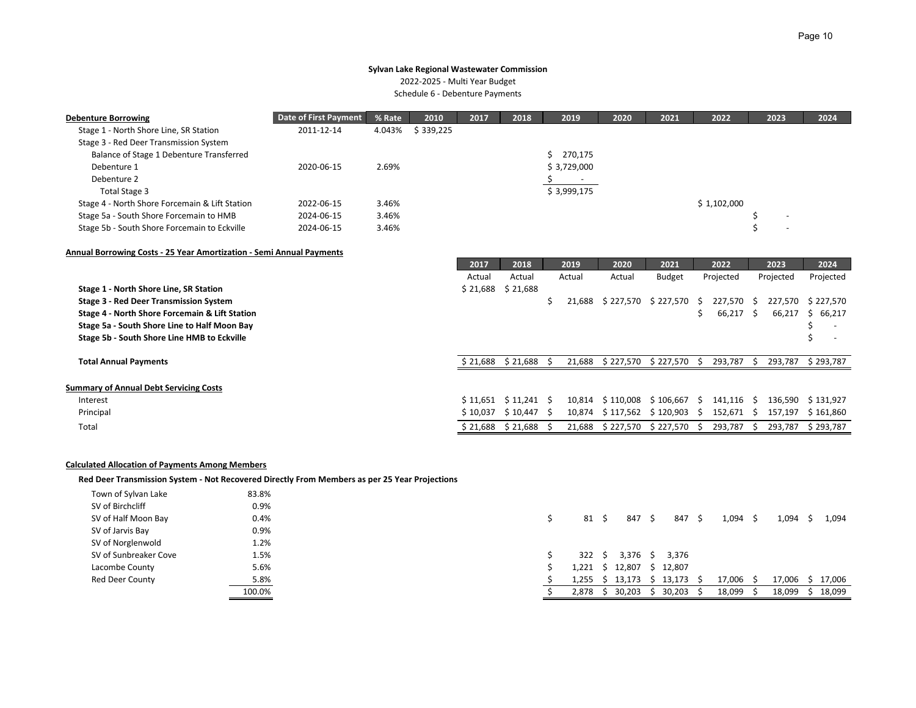**Sylvan Lake Regional Wastewater Commission**

2022-2025 - Multi Year Budget

Schedule 6 - Debenture Payments

| Debenture Borrowing | Date of First Payment | % Rate | 2010 | 2017 | 2018 | 2019 | 2020 | 2021 | 2022 | 2023 | 2024 |
|---|---|---|---|---|---|---|---|---|---|---|---|
| Stage 1 - North Shore Line, SR Station | 2011-12-14 | 4.043% | $ 339,225 | | | | | | | | |
| Stage 3 - Red Deer Transmission System | | | | | | | | | | | |
| Balance of Stage 1 Debenture Transferred | | | | | | $ 270,175 | | | | | |
| Debenture 1 | 2020-06-15 | 2.69% | | | | $ 3,729,000 | | | | | |
| Debenture 2 | | | | | | $ - | | | | | |
| Total Stage 3 | | | | | | $ 3,999,175 | | | | | |
| Stage 4 - North Shore Forcemain & Lift Station | 2022-06-15 | 3.46% | | | | | | | $ 1,102,000 | | |
| Stage 5a - South Shore Forcemain to HMB | 2024-06-15 | 3.46% | | | | | | | | $ - | |
| Stage 5b - South Shore Forcemain to Eckville | 2024-06-15 | 3.46% | | | | | | | | $ - | |

**Annual Borrowing Costs - 25 Year Amortization - Semi Annual Payments**

| | 2017 | 2018 | 2019 | 2020 | 2021 | 2022 | 2023 | 2024 |
|---|---|---|---|---|---|---|---|---|
| | Actual | Actual | Actual | Actual | Budget | Projected | Projected | Projected |
| **Stage 1 - North Shore Line, SR Station** | $ 21,688 | $ 21,688 | | | | | | |
| **Stage 3 - Red Deer Transmission System** | | | $ 21,688 | $ 227,570 | $ 227,570 | $ 227,570 | $ 227,570 | $ 227,570 |
| **Stage 4 - North Shore Forcemain & Lift Station** | | | | | | $ 66,217 | $ 66,217 | $ 66,217 |
| **Stage 5a - South Shore Line to Half Moon Bay** | | | | | | | | $ - |
| **Stage 5b - South Shore Line HMB to Eckville** | | | | | | | | $ - |
| **Total Annual Payments** | $ 21,688 | $ 21,688 | $ 21,688 | $ 227,570 | $ 227,570 | $ 293,787 | $ 293,787 | $ 293,787 |

**Summary of Annual Debt Servicing Costs**

| | 2017 | 2018 | 2019 | 2020 | 2021 | 2022 | 2023 | 2024 |
|---|---|---|---|---|---|---|---|---|
| Interest | $ 11,651 | $ 11,241 | $ 10,814 | $ 110,008 | $ 106,667 | $ 141,116 | $ 136,590 | $ 131,927 |
| Principal | $ 10,037 | $ 10,447 | $ 10,874 | $ 117,562 | $ 120,903 | $ 152,671 | $ 157,197 | $ 161,860 |
| Total | $ 21,688 | $ 21,688 | $ 21,688 | $ 227,570 | $ 227,570 | $ 293,787 | $ 293,787 | $ 293,787 |

**Calculated Allocation of Payments Among Members**

**Red Deer Transmission System - Not Recovered Directly From Members as per 25 Year Projections**

| | % | 2019 | 2020 | 2021 | 2022 | 2023 | 2024 |
|---|---|---|---|---|---|---|---|
| Town of Sylvan Lake | 83.8% | | | | | | |
| SV of Birchcliff | 0.9% | | | | | | |
| SV of Half Moon Bay | 0.4% | $ 81 | $ 847 | $ 847 | $ 1,094 | $ 1,094 | $ 1,094 |
| SV of Jarvis Bay | 0.9% | | | | | | |
| SV of Norglenwold | 1.2% | | | | | | |
| SV of Sunbreaker Cove | 1.5% | $ 322 | $ 3,376 | $ 3,376 | | | |
| Lacombe County | 5.6% | $ 1,221 | $ 12,807 | $ 12,807 | | | |
| Red Deer County | 5.8% | $ 1,255 | $ 13,173 | $ 13,173 | $ 17,006 | $ 17,006 | $ 17,006 |
| | 100.0% | $ 2,878 | $ 30,203 | $ 30,203 | $ 18,099 | $ 18,099 | $ 18,099 |